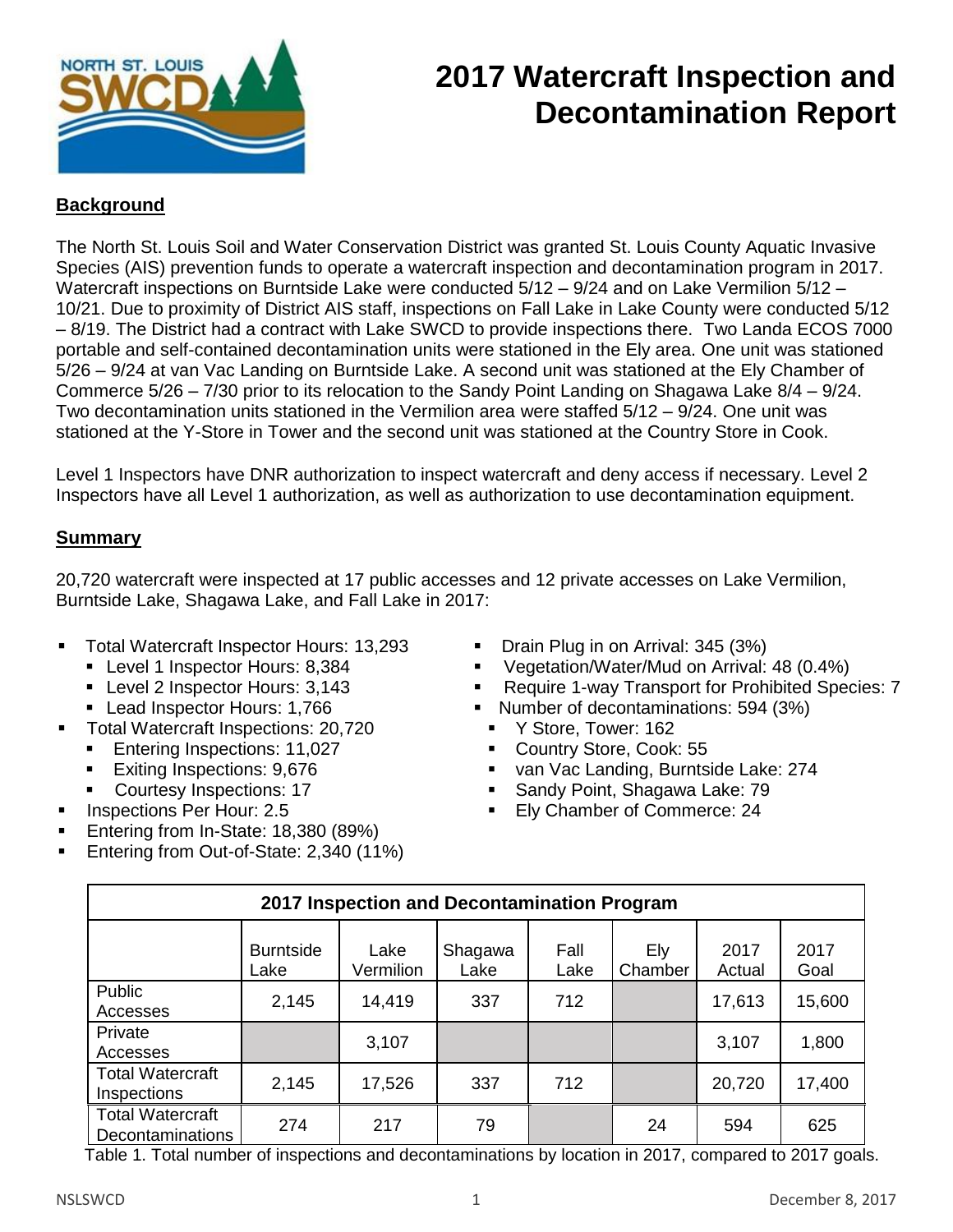# 2017 Watercraft Inspection and Decontamination Report

## Background

The North St. Louis Soil and Water Conservation District was granted St. Louis County Aquatic Invasive Species (AIS) prevention funds to operate a watercraft inspection and decontamination program in 2017. Watercraft inspections on Burntside Lake were conducted 5/12 – 9/24 and on Lake Vermilion 5/12 – 10/21. Due to proximity of District AIS staff, inspections on Fall Lake in Lake County were conducted 5/12 – 8/19. The District had a contract with Lake SWCD to provide inspections there. Two Landa ECOS 7000 portable and self-contained decontamination units were stationed in the Ely area. One unit was stationed 5/26 – 9/24 at van Vac Landing on Burntside Lake. A second unit was stationed at the Ely Chamber of Commerce 5/26 – 7/30 prior to its relocation to the Sandy Point Landing on Shagawa Lake 8/4 – 9/24. Two decontamination units stationed in the Vermilion area were staffed 5/12 – 9/24. One unit was stationed at the Y-Store in Tower and the second unit was stationed at the Country Store in Cook.

Level 1 Inspectors have DNR authorization to inspect watercraft and deny access if necessary. Level 2 Inspectors have all Level 1 authorization, as well as authorization to use decontamination equipment.

## Summary

20,720 watercraft were inspected at 17 public accesses and 12 private accesses on Lake Vermilion, Burntside Lake, Shagawa Lake, and Fall Lake in 2017:

- Total Watercraft Inspector Hours: 13,293
  - Level 1 Inspector Hours: 8,384
  - Level 2 Inspector Hours: 3,143
  - Lead Inspector Hours: 1,766
- Total Watercraft Inspections: 20,720
  - Entering Inspections: 11,027
  - Exiting Inspections: 9,676
  - Courtesy Inspections: 17
- Inspections Per Hour: 2.5
- Entering from In-State: 18,380 (89%)
- Entering from Out-of-State: 2,340 (11%)
- Drain Plug in on Arrival: 345 (3%)
- Vegetation/Water/Mud on Arrival: 48 (0.4%)
- Require 1-way Transport for Prohibited Species: 7
- Number of decontaminations: 594 (3%)
  - Y Store, Tower: 162
  - Country Store, Cook: 55
  - van Vac Landing, Burntside Lake: 274
  - Sandy Point, Shagawa Lake: 79
  - Ely Chamber of Commerce: 24

| 2017 Inspection and Decontamination Program | | | | | | | |
|---|---|---|---|---|---|---|---|
| | Burntside Lake | Lake Vermilion | Shagawa Lake | Fall Lake | Ely Chamber | 2017 Actual | 2017 Goal |
| Public Accesses | 2,145 | 14,419 | 337 | 712 | | 17,613 | 15,600 |
| Private Accesses | | 3,107 | | | | 3,107 | 1,800 |
| Total Watercraft Inspections | 2,145 | 17,526 | 337 | 712 | | 20,720 | 17,400 |
| Total Watercraft Decontaminations | 274 | 217 | 79 | | 24 | 594 | 625 |

Table 1. Total number of inspections and decontaminations by location in 2017, compared to 2017 goals.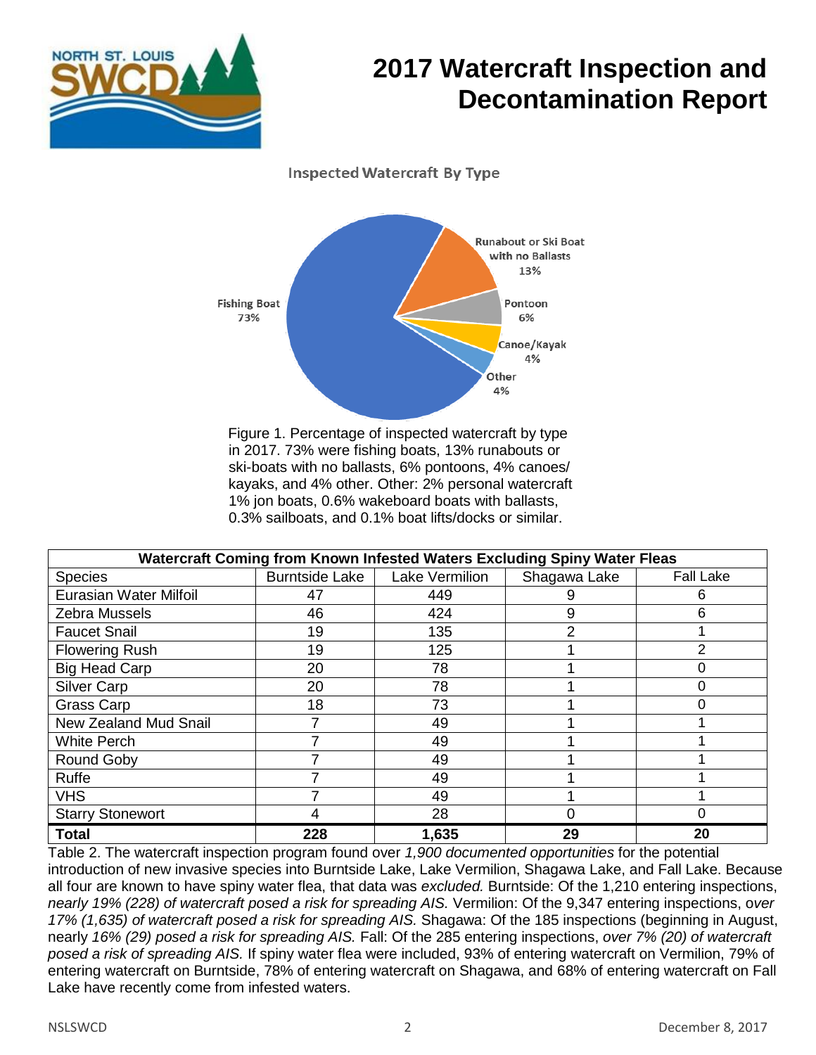# 2017 Watercraft Inspection and Decontamination Report

Inspected Watercraft By Type

Runabout or Ski Boat with no Ballasts
13%

Pontoon
6%

Canoe/Kayak
4%

Other
4%

Fishing Boat
73%

Figure 1. Percentage of inspected watercraft by type in 2017. 73% were fishing boats, 13% runabouts or ski-boats with no ballasts, 6% pontoons, 4% canoes/ kayaks, and 4% other. Other: 2% personal watercraft 1% jon boats, 0.6% wakeboard boats with ballasts, 0.3% sailboats, and 0.1% boat lifts/docks or similar.

| **Watercraft Coming from Known Infested Waters Excluding Spiny Water Fleas** | | | | |
|---|---|---|---|---|
| Species | Burntside Lake | Lake Vermilion | Shagawa Lake | Fall Lake |
| Eurasian Water Milfoil | 47 | 449 | 9 | 6 |
| Zebra Mussels | 46 | 424 | 9 | 6 |
| Faucet Snail | 19 | 135 | 2 | 1 |
| Flowering Rush | 19 | 125 | 1 | 2 |
| Big Head Carp | 20 | 78 | 1 | 0 |
| Silver Carp | 20 | 78 | 1 | 0 |
| Grass Carp | 18 | 73 | 1 | 0 |
| New Zealand Mud Snail | 7 | 49 | 1 | 1 |
| White Perch | 7 | 49 | 1 | 1 |
| Round Goby | 7 | 49 | 1 | 1 |
| Ruffe | 7 | 49 | 1 | 1 |
| VHS | 7 | 49 | 1 | 1 |
| Starry Stonewort | 4 | 28 | 0 | 0 |
| **Total** | **228** | **1,635** | **29** | **20** |

Table 2. The watercraft inspection program found over *1,900 documented opportunities* for the potential introduction of new invasive species into Burntside Lake, Lake Vermilion, Shagawa Lake, and Fall Lake. Because all four are known to have spiny water flea, that data was *excluded.* Burntside: Of the 1,210 entering inspections, *nearly 19% (228) of watercraft posed a risk for spreading AIS.* Vermilion: Of the 9,347 entering inspections, *over 17% (1,635) of watercraft posed a risk for spreading AIS.* Shagawa: Of the 185 inspections (beginning in August, nearly *16% (29) posed a risk for spreading AIS.* Fall: Of the 285 entering inspections, *over 7% (20) of watercraft posed a risk of spreading AIS.* If spiny water flea were included, 93% of entering watercraft on Vermilion, 79% of entering watercraft on Burntside, 78% of entering watercraft on Shagawa, and 68% of entering watercraft on Fall Lake have recently come from infested waters.